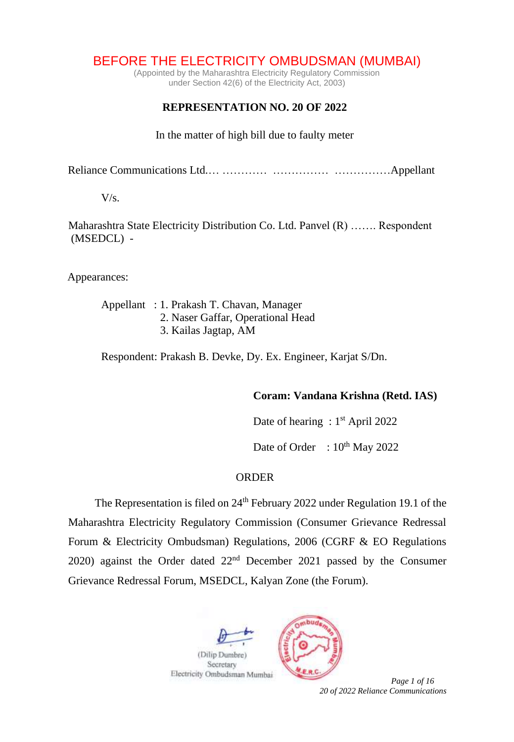# BEFORE THE ELECTRICITY OMBUDSMAN (MUMBAI)

(Appointed by the Maharashtra Electricity Regulatory Commission under Section 42(6) of the Electricity Act, 2003)

## REPRESENTATION NO. 20 OF 2022

In the matter of high bill due to faulty meter

Reliance Communications Ltd.… ………… …………… ……………Appellant

V/s.

Maharashtra State Electricity Distribution Co. Ltd. Panvel (R) ……. Respondent (MSEDCL) -

Appearances:

Appellant : 1. Prakash T. Chavan, Manager
2. Naser Gaffar, Operational Head
3. Kailas Jagtap, AM

Respondent: Prakash B. Devke, Dy. Ex. Engineer, Karjat S/Dn.

**Coram: Vandana Krishna (Retd. IAS)**

Date of hearing : 1st April 2022

Date of Order : 10th May 2022

ORDER

The Representation is filed on 24th February 2022 under Regulation 19.1 of the Maharashtra Electricity Regulatory Commission (Consumer Grievance Redressal Forum & Electricity Ombudsman) Regulations, 2006 (CGRF & EO Regulations 2020) against the Order dated 22nd December 2021 passed by the Consumer Grievance Redressal Forum, MSEDCL, Kalyan Zone (the Forum).

(Dilip Dumbre)
Secretary
Electricity Ombudsman Mumbai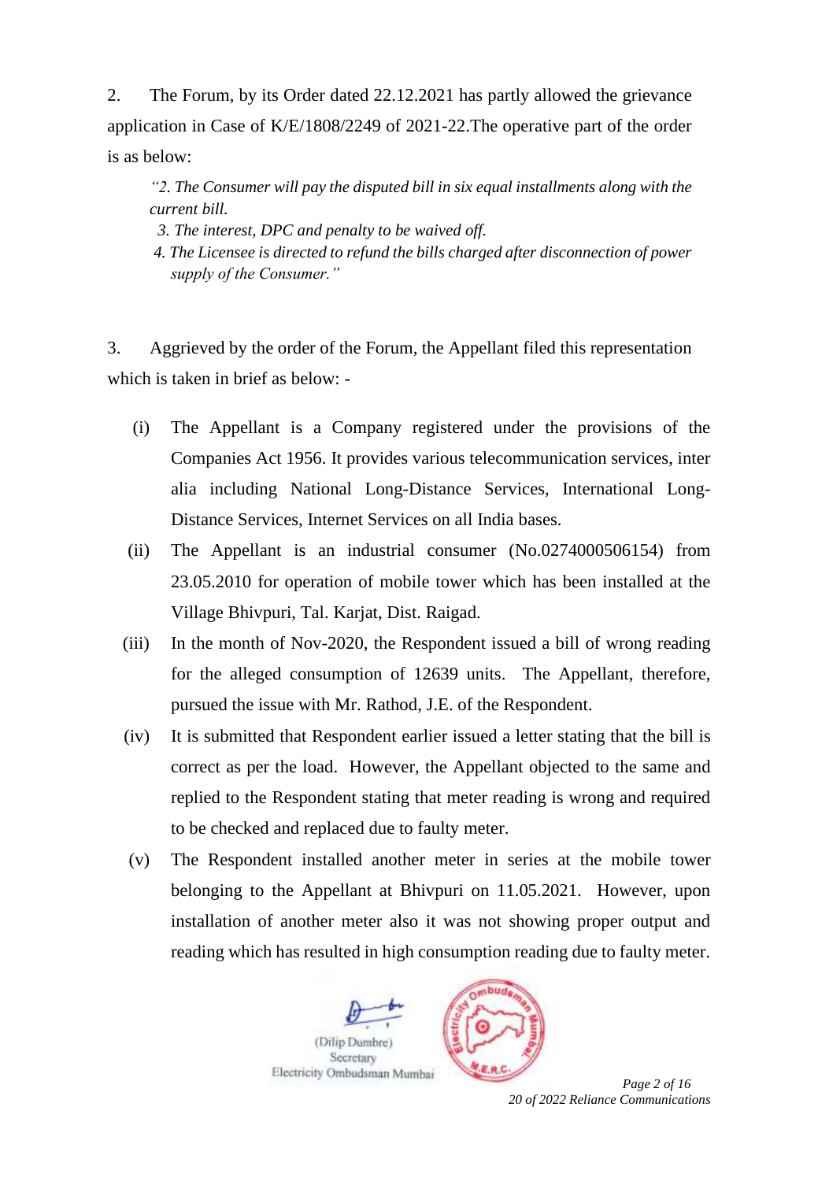2. The Forum, by its Order dated 22.12.2021 has partly allowed the grievance application in Case of K/E/1808/2249 of 2021-22.The operative part of the order is as below:

> *"2. The Consumer will pay the disputed bill in six equal installments along with the current bill.*
> *3. The interest, DPC and penalty to be waived off.*
> *4. The Licensee is directed to refund the bills charged after disconnection of power supply of the Consumer."*

3. Aggrieved by the order of the Forum, the Appellant filed this representation which is taken in brief as below: -

(i) The Appellant is a Company registered under the provisions of the Companies Act 1956. It provides various telecommunication services, inter alia including National Long-Distance Services, International Long-Distance Services, Internet Services on all India bases.

(ii) The Appellant is an industrial consumer (No.0274000506154) from 23.05.2010 for operation of mobile tower which has been installed at the Village Bhivpuri, Tal. Karjat, Dist. Raigad.

(iii) In the month of Nov-2020, the Respondent issued a bill of wrong reading for the alleged consumption of 12639 units. The Appellant, therefore, pursued the issue with Mr. Rathod, J.E. of the Respondent.

(iv) It is submitted that Respondent earlier issued a letter stating that the bill is correct as per the load. However, the Appellant objected to the same and replied to the Respondent stating that meter reading is wrong and required to be checked and replaced due to faulty meter.

(v) The Respondent installed another meter in series at the mobile tower belonging to the Appellant at Bhivpuri on 11.05.2021. However, upon installation of another meter also it was not showing proper output and reading which has resulted in high consumption reading due to faulty meter.

(Dilip Dumbre)
Secretary
Electricity Ombudsman Mumbai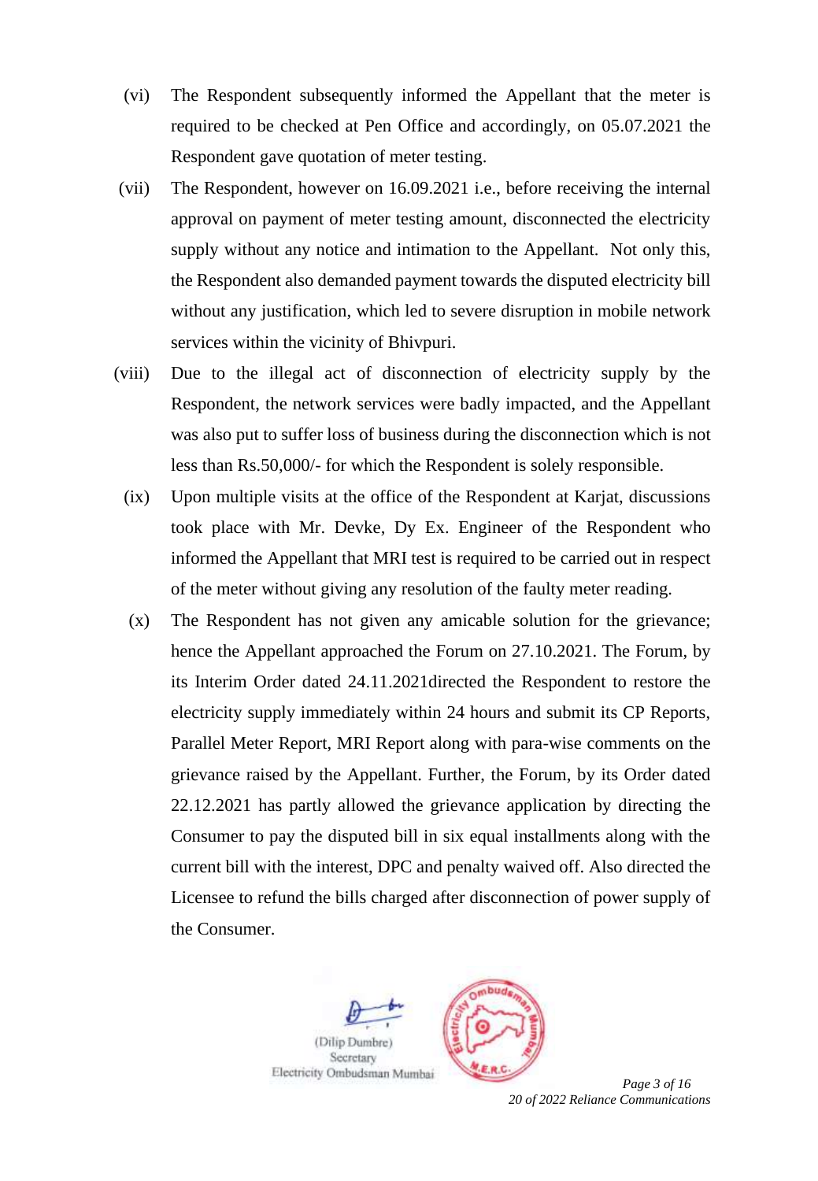(vi) The Respondent subsequently informed the Appellant that the meter is required to be checked at Pen Office and accordingly, on 05.07.2021 the Respondent gave quotation of meter testing.

(vii) The Respondent, however on 16.09.2021 i.e., before receiving the internal approval on payment of meter testing amount, disconnected the electricity supply without any notice and intimation to the Appellant. Not only this, the Respondent also demanded payment towards the disputed electricity bill without any justification, which led to severe disruption in mobile network services within the vicinity of Bhivpuri.

(viii) Due to the illegal act of disconnection of electricity supply by the Respondent, the network services were badly impacted, and the Appellant was also put to suffer loss of business during the disconnection which is not less than Rs.50,000/- for which the Respondent is solely responsible.

(ix) Upon multiple visits at the office of the Respondent at Karjat, discussions took place with Mr. Devke, Dy Ex. Engineer of the Respondent who informed the Appellant that MRI test is required to be carried out in respect of the meter without giving any resolution of the faulty meter reading.

(x) The Respondent has not given any amicable solution for the grievance; hence the Appellant approached the Forum on 27.10.2021. The Forum, by its Interim Order dated 24.11.2021directed the Respondent to restore the electricity supply immediately within 24 hours and submit its CP Reports, Parallel Meter Report, MRI Report along with para-wise comments on the grievance raised by the Appellant. Further, the Forum, by its Order dated 22.12.2021 has partly allowed the grievance application by directing the Consumer to pay the disputed bill in six equal installments along with the current bill with the interest, DPC and penalty waived off. Also directed the Licensee to refund the bills charged after disconnection of power supply of the Consumer.

(Dilip Dumbre)
Secretary
Electricity Ombudsman Mumbai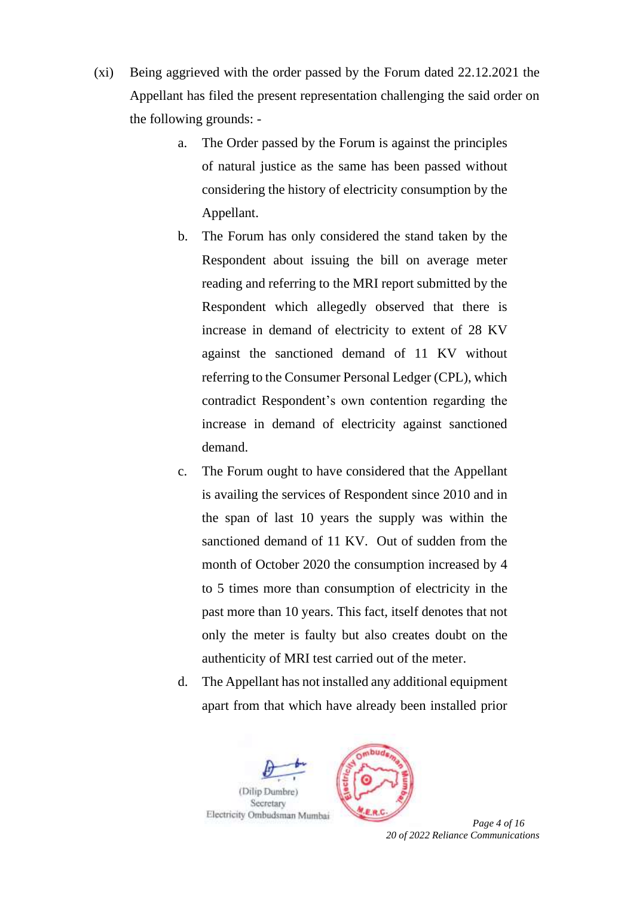(xi) Being aggrieved with the order passed by the Forum dated 22.12.2021 the Appellant has filed the present representation challenging the said order on the following grounds: -

   a. The Order passed by the Forum is against the principles of natural justice as the same has been passed without considering the history of electricity consumption by the Appellant.

   b. The Forum has only considered the stand taken by the Respondent about issuing the bill on average meter reading and referring to the MRI report submitted by the Respondent which allegedly observed that there is increase in demand of electricity to extent of 28 KV against the sanctioned demand of 11 KV without referring to the Consumer Personal Ledger (CPL), which contradict Respondent's own contention regarding the increase in demand of electricity against sanctioned demand.

   c. The Forum ought to have considered that the Appellant is availing the services of Respondent since 2010 and in the span of last 10 years the supply was within the sanctioned demand of 11 KV. Out of sudden from the month of October 2020 the consumption increased by 4 to 5 times more than consumption of electricity in the past more than 10 years. This fact, itself denotes that not only the meter is faulty but also creates doubt on the authenticity of MRI test carried out of the meter.

   d. The Appellant has not installed any additional equipment apart from that which have already been installed prior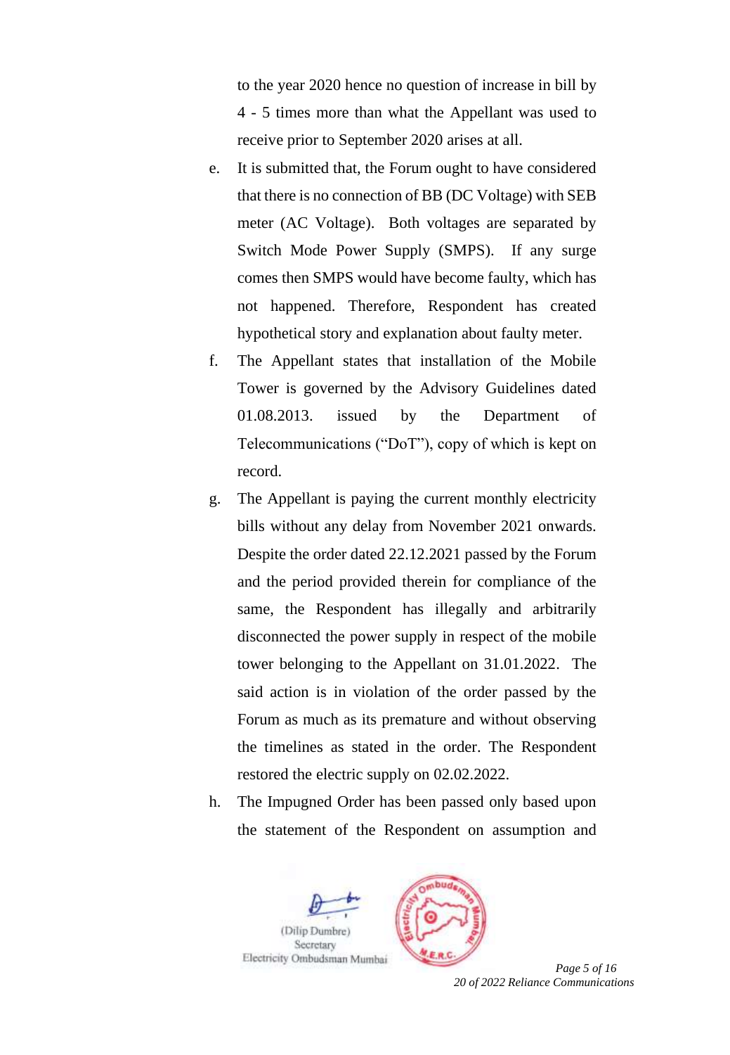to the year 2020 hence no question of increase in bill by 4 - 5 times more than what the Appellant was used to receive prior to September 2020 arises at all.

e. It is submitted that, the Forum ought to have considered that there is no connection of BB (DC Voltage) with SEB meter (AC Voltage). Both voltages are separated by Switch Mode Power Supply (SMPS). If any surge comes then SMPS would have become faulty, which has not happened. Therefore, Respondent has created hypothetical story and explanation about faulty meter.

f. The Appellant states that installation of the Mobile Tower is governed by the Advisory Guidelines dated 01.08.2013. issued by the Department of Telecommunications ("DoT"), copy of which is kept on record.

g. The Appellant is paying the current monthly electricity bills without any delay from November 2021 onwards. Despite the order dated 22.12.2021 passed by the Forum and the period provided therein for compliance of the same, the Respondent has illegally and arbitrarily disconnected the power supply in respect of the mobile tower belonging to the Appellant on 31.01.2022. The said action is in violation of the order passed by the Forum as much as its premature and without observing the timelines as stated in the order. The Respondent restored the electric supply on 02.02.2022.

h. The Impugned Order has been passed only based upon the statement of the Respondent on assumption and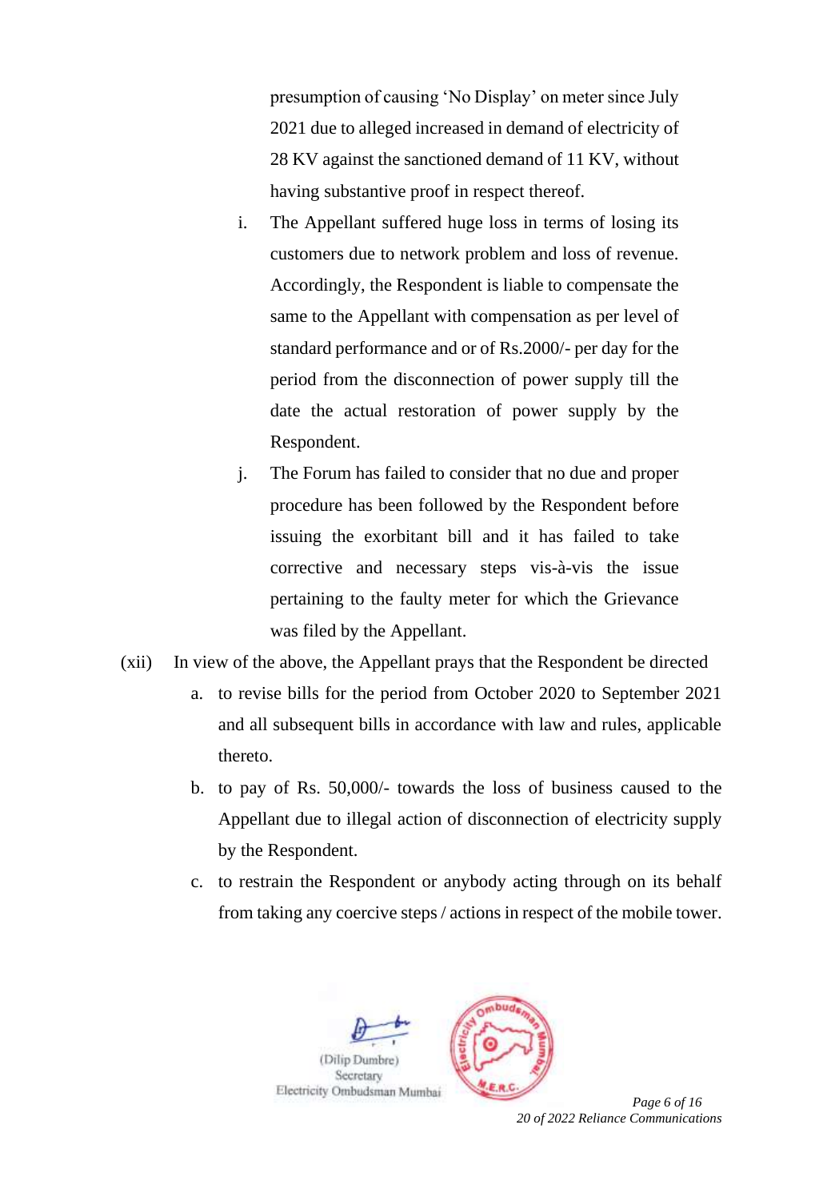presumption of causing 'No Display' on meter since July 2021 due to alleged increased in demand of electricity of 28 KV against the sanctioned demand of 11 KV, without having substantive proof in respect thereof.

i. The Appellant suffered huge loss in terms of losing its customers due to network problem and loss of revenue. Accordingly, the Respondent is liable to compensate the same to the Appellant with compensation as per level of standard performance and or of Rs.2000/- per day for the period from the disconnection of power supply till the date the actual restoration of power supply by the Respondent.

j. The Forum has failed to consider that no due and proper procedure has been followed by the Respondent before issuing the exorbitant bill and it has failed to take corrective and necessary steps vis-à-vis the issue pertaining to the faulty meter for which the Grievance was filed by the Appellant.

(xii) In view of the above, the Appellant prays that the Respondent be directed

a. to revise bills for the period from October 2020 to September 2021 and all subsequent bills in accordance with law and rules, applicable thereto.

b. to pay of Rs. 50,000/- towards the loss of business caused to the Appellant due to illegal action of disconnection of electricity supply by the Respondent.

c. to restrain the Respondent or anybody acting through on its behalf from taking any coercive steps / actions in respect of the mobile tower.

(Dilip Dumbre)
Secretary
Electricity Ombudsman Mumbai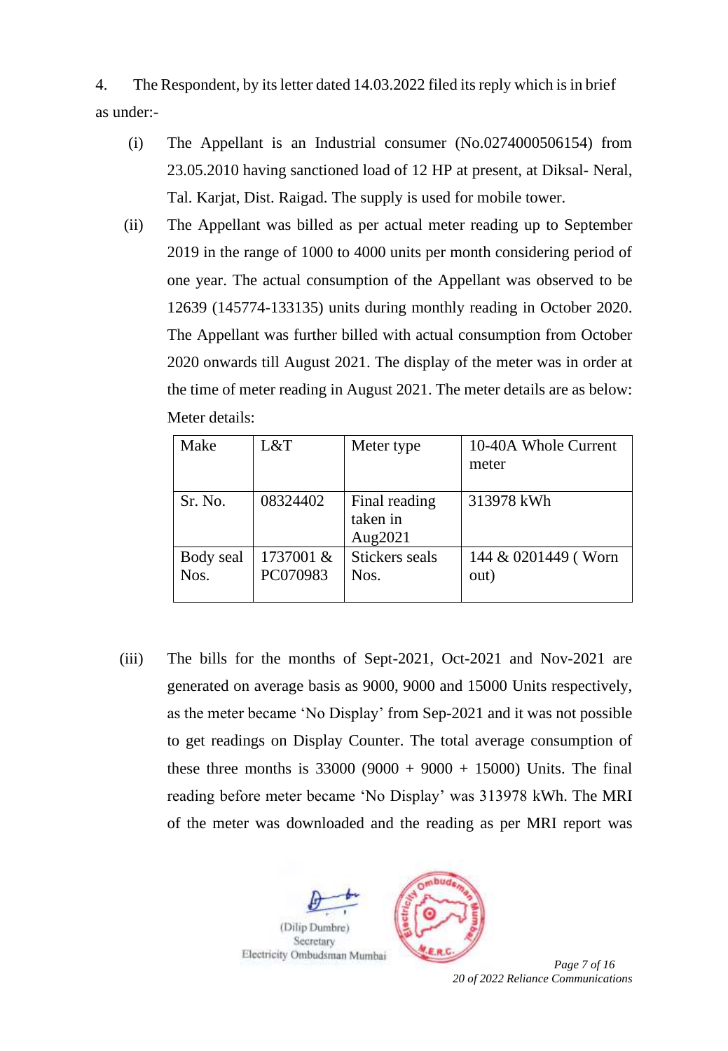4. The Respondent, by its letter dated 14.03.2022 filed its reply which is in brief as under:-

(i) The Appellant is an Industrial consumer (No.0274000506154) from 23.05.2010 having sanctioned load of 12 HP at present, at Diksal- Neral, Tal. Karjat, Dist. Raigad. The supply is used for mobile tower.

(ii) The Appellant was billed as per actual meter reading up to September 2019 in the range of 1000 to 4000 units per month considering period of one year. The actual consumption of the Appellant was observed to be 12639 (145774-133135) units during monthly reading in October 2020. The Appellant was further billed with actual consumption from October 2020 onwards till August 2021. The display of the meter was in order at the time of meter reading in August 2021. The meter details are as below:

Meter details:

| Make | L&T | Meter type | 10-40A Whole Current meter |
|---|---|---|---|
| Sr. No. | 08324402 | Final reading taken in Aug2021 | 313978 kWh |
| Body seal Nos. | 1737001 & PC070983 | Stickers seals Nos. | 144 & 0201449 ( Worn out) |

(iii) The bills for the months of Sept-2021, Oct-2021 and Nov-2021 are generated on average basis as 9000, 9000 and 15000 Units respectively, as the meter became 'No Display' from Sep-2021 and it was not possible to get readings on Display Counter. The total average consumption of these three months is 33000 (9000 + 9000 + 15000) Units. The final reading before meter became 'No Display' was 313978 kWh. The MRI of the meter was downloaded and the reading as per MRI report was

(Dilip Dumbre)
Secretary
Electricity Ombudsman Mumbai

*20 of 2022 Reliance Communications*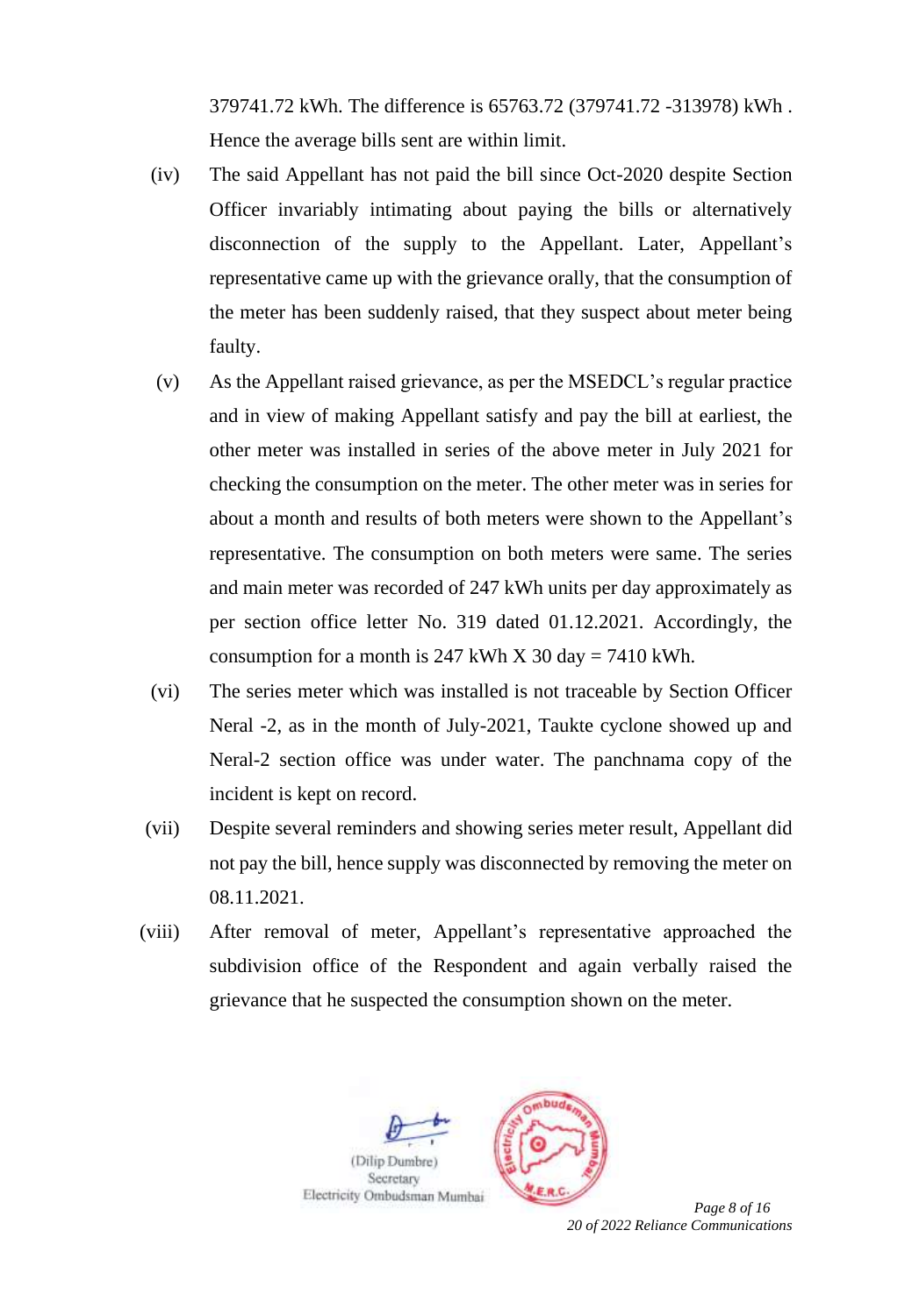379741.72 kWh. The difference is 65763.72 (379741.72 -313978) kWh . Hence the average bills sent are within limit.

(iv) The said Appellant has not paid the bill since Oct-2020 despite Section Officer invariably intimating about paying the bills or alternatively disconnection of the supply to the Appellant. Later, Appellant's representative came up with the grievance orally, that the consumption of the meter has been suddenly raised, that they suspect about meter being faulty.

(v) As the Appellant raised grievance, as per the MSEDCL's regular practice and in view of making Appellant satisfy and pay the bill at earliest, the other meter was installed in series of the above meter in July 2021 for checking the consumption on the meter. The other meter was in series for about a month and results of both meters were shown to the Appellant's representative. The consumption on both meters were same. The series and main meter was recorded of 247 kWh units per day approximately as per section office letter No. 319 dated 01.12.2021. Accordingly, the consumption for a month is 247 kWh X 30 day = 7410 kWh.

(vi) The series meter which was installed is not traceable by Section Officer Neral -2, as in the month of July-2021, Taukte cyclone showed up and Neral-2 section office was under water. The panchnama copy of the incident is kept on record.

(vii) Despite several reminders and showing series meter result, Appellant did not pay the bill, hence supply was disconnected by removing the meter on 08.11.2021.

(viii) After removal of meter, Appellant's representative approached the subdivision office of the Respondent and again verbally raised the grievance that he suspected the consumption shown on the meter.

(Dilip Dumbre)
Secretary
Electricity Ombudsman Mumbai

20 of 2022 Reliance Communications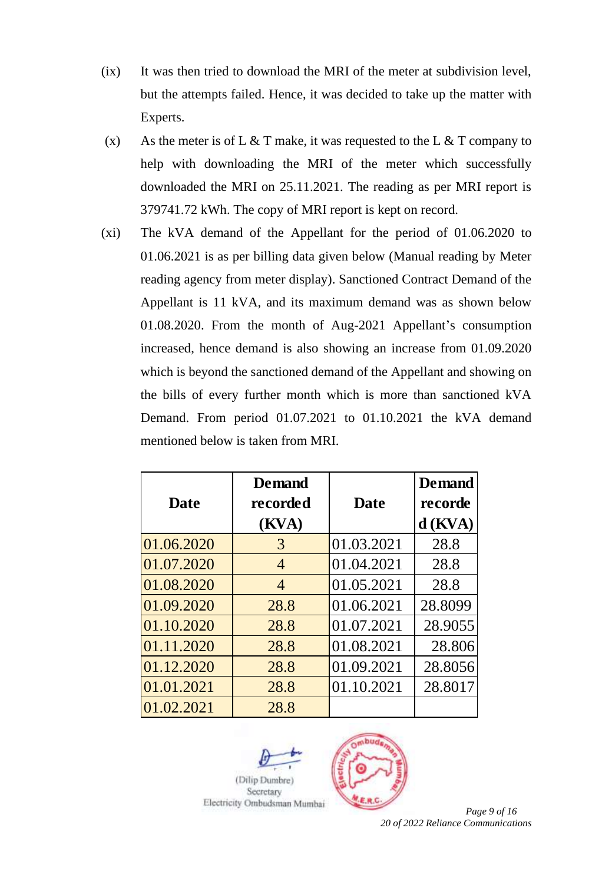(ix) It was then tried to download the MRI of the meter at subdivision level, but the attempts failed. Hence, it was decided to take up the matter with Experts.

(x) As the meter is of L & T make, it was requested to the L & T company to help with downloading the MRI of the meter which successfully downloaded the MRI on 25.11.2021. The reading as per MRI report is 379741.72 kWh. The copy of MRI report is kept on record.

(xi) The kVA demand of the Appellant for the period of 01.06.2020 to 01.06.2021 is as per billing data given below (Manual reading by Meter reading agency from meter display). Sanctioned Contract Demand of the Appellant is 11 kVA, and its maximum demand was as shown below 01.08.2020. From the month of Aug-2021 Appellant's consumption increased, hence demand is also showing an increase from 01.09.2020 which is beyond the sanctioned demand of the Appellant and showing on the bills of every further month which is more than sanctioned kVA Demand. From period 01.07.2021 to 01.10.2021 the kVA demand mentioned below is taken from MRI.

| Date | Demand recorded (KVA) | Date | Demand recorded (KVA) |
|---|---|---|---|
| 01.06.2020 | 3 | 01.03.2021 | 28.8 |
| 01.07.2020 | 4 | 01.04.2021 | 28.8 |
| 01.08.2020 | 4 | 01.05.2021 | 28.8 |
| 01.09.2020 | 28.8 | 01.06.2021 | 28.8099 |
| 01.10.2020 | 28.8 | 01.07.2021 | 28.9055 |
| 01.11.2020 | 28.8 | 01.08.2021 | 28.806 |
| 01.12.2020 | 28.8 | 01.09.2021 | 28.8056 |
| 01.01.2021 | 28.8 | 01.10.2021 | 28.8017 |
| 01.02.2021 | 28.8 | | |

(Dilip Dumbre)
Secretary
Electricity Ombudsman Mumbai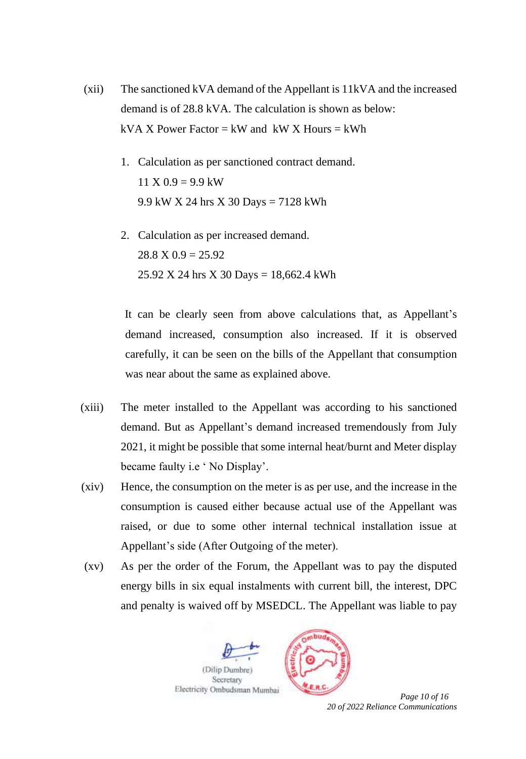(xii) The sanctioned kVA demand of the Appellant is 11kVA and the increased demand is of 28.8 kVA. The calculation is shown as below:
kVA X Power Factor = kW and kW X Hours = kWh

1. Calculation as per sanctioned contract demand.
   11 X 0.9 = 9.9 kW
   9.9 kW X 24 hrs X 30 Days = 7128 kWh

2. Calculation as per increased demand.
   28.8 X 0.9 = 25.92
   25.92 X 24 hrs X 30 Days = 18,662.4 kWh

It can be clearly seen from above calculations that, as Appellant's demand increased, consumption also increased. If it is observed carefully, it can be seen on the bills of the Appellant that consumption was near about the same as explained above.

(xiii) The meter installed to the Appellant was according to his sanctioned demand. But as Appellant's demand increased tremendously from July 2021, it might be possible that some internal heat/burnt and Meter display became faulty i.e ' No Display'.

(xiv) Hence, the consumption on the meter is as per use, and the increase in the consumption is caused either because actual use of the Appellant was raised, or due to some other internal technical installation issue at Appellant's side (After Outgoing of the meter).

(xv) As per the order of the Forum, the Appellant was to pay the disputed energy bills in six equal instalments with current bill, the interest, DPC and penalty is waived off by MSEDCL. The Appellant was liable to pay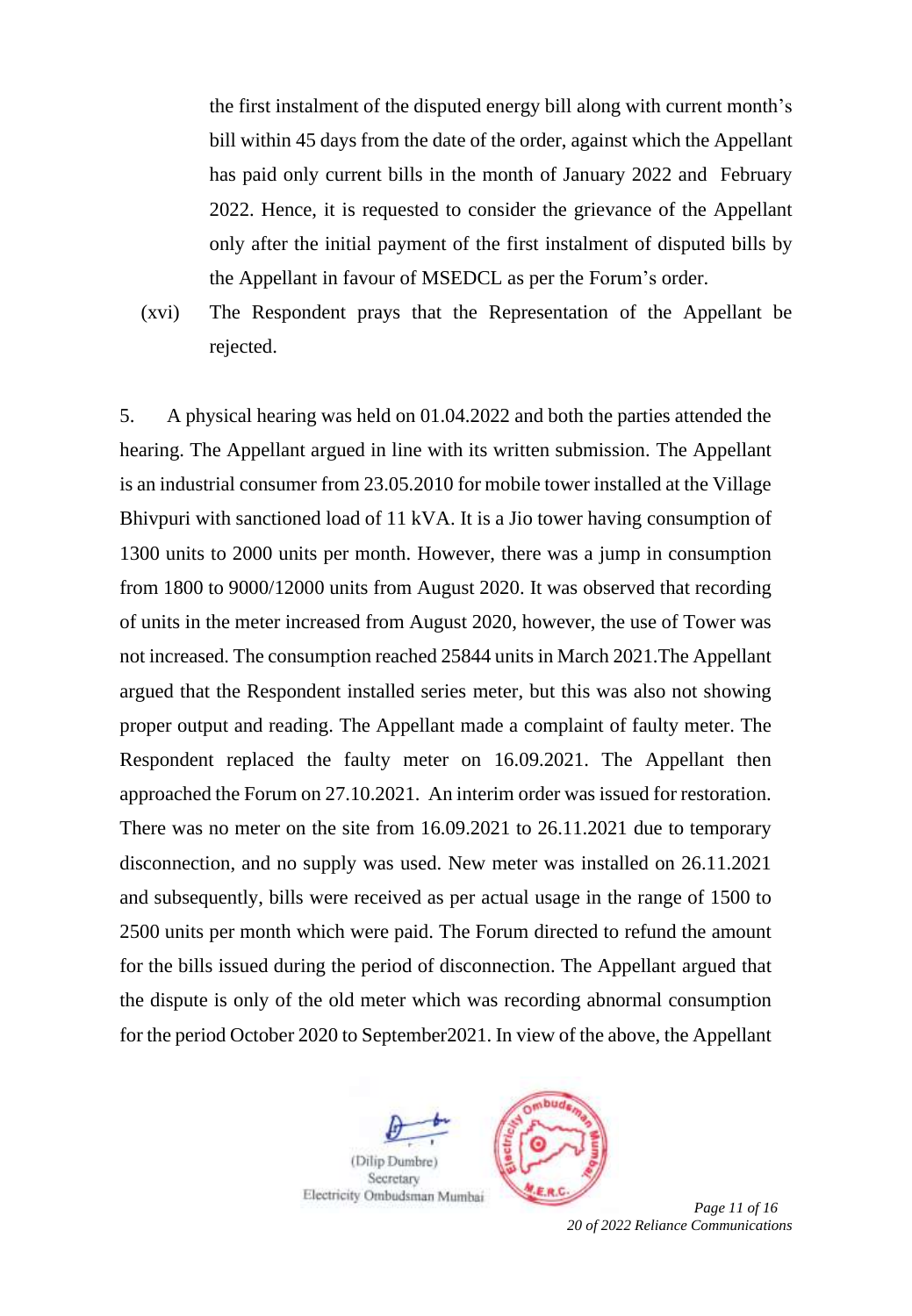the first instalment of the disputed energy bill along with current month's bill within 45 days from the date of the order, against which the Appellant has paid only current bills in the month of January 2022 and February 2022. Hence, it is requested to consider the grievance of the Appellant only after the initial payment of the first instalment of disputed bills by the Appellant in favour of MSEDCL as per the Forum's order.

(xvi) The Respondent prays that the Representation of the Appellant be rejected.

5. A physical hearing was held on 01.04.2022 and both the parties attended the hearing. The Appellant argued in line with its written submission. The Appellant is an industrial consumer from 23.05.2010 for mobile tower installed at the Village Bhivpuri with sanctioned load of 11 kVA. It is a Jio tower having consumption of 1300 units to 2000 units per month. However, there was a jump in consumption from 1800 to 9000/12000 units from August 2020. It was observed that recording of units in the meter increased from August 2020, however, the use of Tower was not increased. The consumption reached 25844 units in March 2021.The Appellant argued that the Respondent installed series meter, but this was also not showing proper output and reading. The Appellant made a complaint of faulty meter. The Respondent replaced the faulty meter on 16.09.2021. The Appellant then approached the Forum on 27.10.2021. An interim order was issued for restoration. There was no meter on the site from 16.09.2021 to 26.11.2021 due to temporary disconnection, and no supply was used. New meter was installed on 26.11.2021 and subsequently, bills were received as per actual usage in the range of 1500 to 2500 units per month which were paid. The Forum directed to refund the amount for the bills issued during the period of disconnection. The Appellant argued that the dispute is only of the old meter which was recording abnormal consumption for the period October 2020 to September2021. In view of the above, the Appellant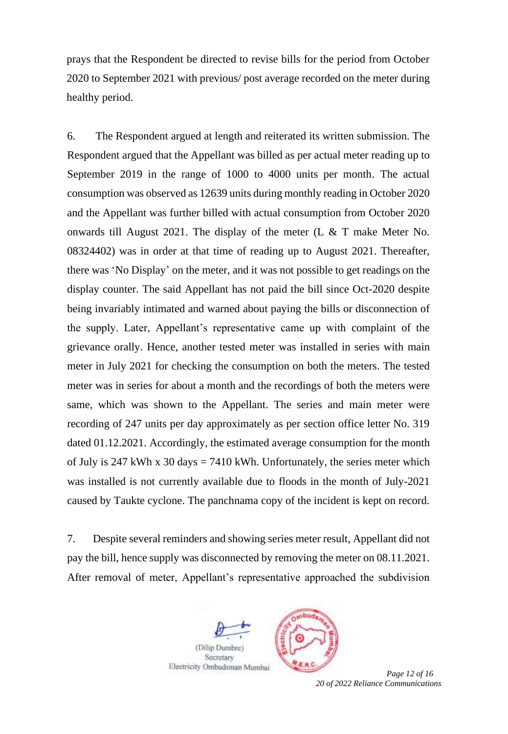prays that the Respondent be directed to revise bills for the period from October 2020 to September 2021 with previous/ post average recorded on the meter during healthy period.

6. The Respondent argued at length and reiterated its written submission. The Respondent argued that the Appellant was billed as per actual meter reading up to September 2019 in the range of 1000 to 4000 units per month. The actual consumption was observed as 12639 units during monthly reading in October 2020 and the Appellant was further billed with actual consumption from October 2020 onwards till August 2021. The display of the meter (L & T make Meter No. 08324402) was in order at that time of reading up to August 2021. Thereafter, there was 'No Display' on the meter, and it was not possible to get readings on the display counter. The said Appellant has not paid the bill since Oct-2020 despite being invariably intimated and warned about paying the bills or disconnection of the supply. Later, Appellant's representative came up with complaint of the grievance orally. Hence, another tested meter was installed in series with main meter in July 2021 for checking the consumption on both the meters. The tested meter was in series for about a month and the recordings of both the meters were same, which was shown to the Appellant. The series and main meter were recording of 247 units per day approximately as per section office letter No. 319 dated 01.12.2021. Accordingly, the estimated average consumption for the month of July is 247 kWh x 30 days = 7410 kWh. Unfortunately, the series meter which was installed is not currently available due to floods in the month of July-2021 caused by Taukte cyclone. The panchnama copy of the incident is kept on record.

7. Despite several reminders and showing series meter result, Appellant did not pay the bill, hence supply was disconnected by removing the meter on 08.11.2021. After removal of meter, Appellant's representative approached the subdivision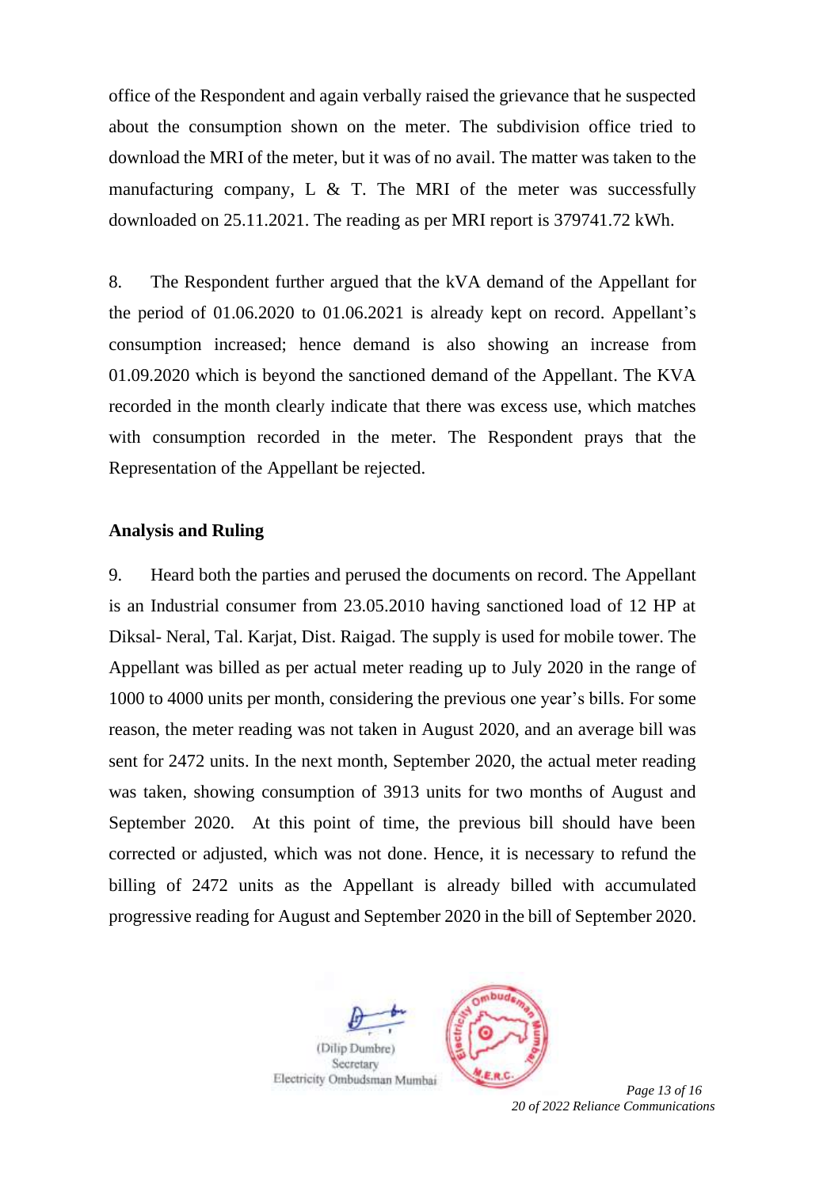office of the Respondent and again verbally raised the grievance that he suspected about the consumption shown on the meter. The subdivision office tried to download the MRI of the meter, but it was of no avail. The matter was taken to the manufacturing company, L & T. The MRI of the meter was successfully downloaded on 25.11.2021. The reading as per MRI report is 379741.72 kWh.

8. The Respondent further argued that the kVA demand of the Appellant for the period of 01.06.2020 to 01.06.2021 is already kept on record. Appellant's consumption increased; hence demand is also showing an increase from 01.09.2020 which is beyond the sanctioned demand of the Appellant. The KVA recorded in the month clearly indicate that there was excess use, which matches with consumption recorded in the meter. The Respondent prays that the Representation of the Appellant be rejected.

**Analysis and Ruling**

9. Heard both the parties and perused the documents on record. The Appellant is an Industrial consumer from 23.05.2010 having sanctioned load of 12 HP at Diksal- Neral, Tal. Karjat, Dist. Raigad. The supply is used for mobile tower. The Appellant was billed as per actual meter reading up to July 2020 in the range of 1000 to 4000 units per month, considering the previous one year's bills. For some reason, the meter reading was not taken in August 2020, and an average bill was sent for 2472 units. In the next month, September 2020, the actual meter reading was taken, showing consumption of 3913 units for two months of August and September 2020. At this point of time, the previous bill should have been corrected or adjusted, which was not done. Hence, it is necessary to refund the billing of 2472 units as the Appellant is already billed with accumulated progressive reading for August and September 2020 in the bill of September 2020.

(Dilip Dumbre)
Secretary
Electricity Ombudsman Mumbai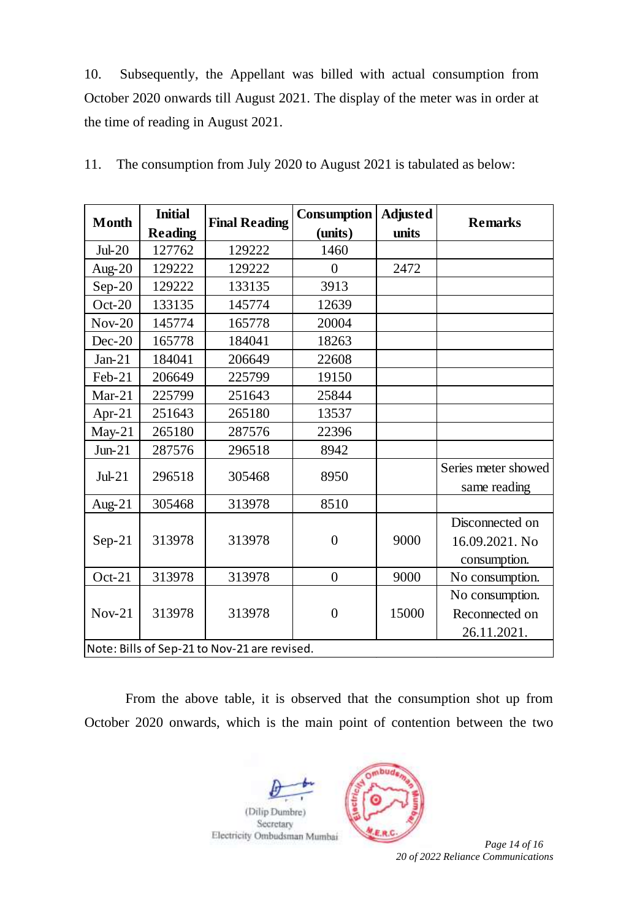10. Subsequently, the Appellant was billed with actual consumption from October 2020 onwards till August 2021. The display of the meter was in order at the time of reading in August 2021.

11. The consumption from July 2020 to August 2021 is tabulated as below:

| Month | Initial Reading | Final Reading | Consumption (units) | Adjusted units | Remarks |
|---|---|---|---|---|---|
| Jul-20 | 127762 | 129222 | 1460 | | |
| Aug-20 | 129222 | 129222 | 0 | 2472 | |
| Sep-20 | 129222 | 133135 | 3913 | | |
| Oct-20 | 133135 | 145774 | 12639 | | |
| Nov-20 | 145774 | 165778 | 20004 | | |
| Dec-20 | 165778 | 184041 | 18263 | | |
| Jan-21 | 184041 | 206649 | 22608 | | |
| Feb-21 | 206649 | 225799 | 19150 | | |
| Mar-21 | 225799 | 251643 | 25844 | | |
| Apr-21 | 251643 | 265180 | 13537 | | |
| May-21 | 265180 | 287576 | 22396 | | |
| Jun-21 | 287576 | 296518 | 8942 | | |
| Jul-21 | 296518 | 305468 | 8950 | | Series meter showed same reading |
| Aug-21 | 305468 | 313978 | 8510 | | |
| Sep-21 | 313978 | 313978 | 0 | 9000 | Disconnected on 16.09.2021. No consumption. |
| Oct-21 | 313978 | 313978 | 0 | 9000 | No consumption. |
| Nov-21 | 313978 | 313978 | 0 | 15000 | No consumption. Reconnected on 26.11.2021. |
| Note: Bills of Sep-21 to Nov-21 are revised. | | | | | |

From the above table, it is observed that the consumption shot up from October 2020 onwards, which is the main point of contention between the two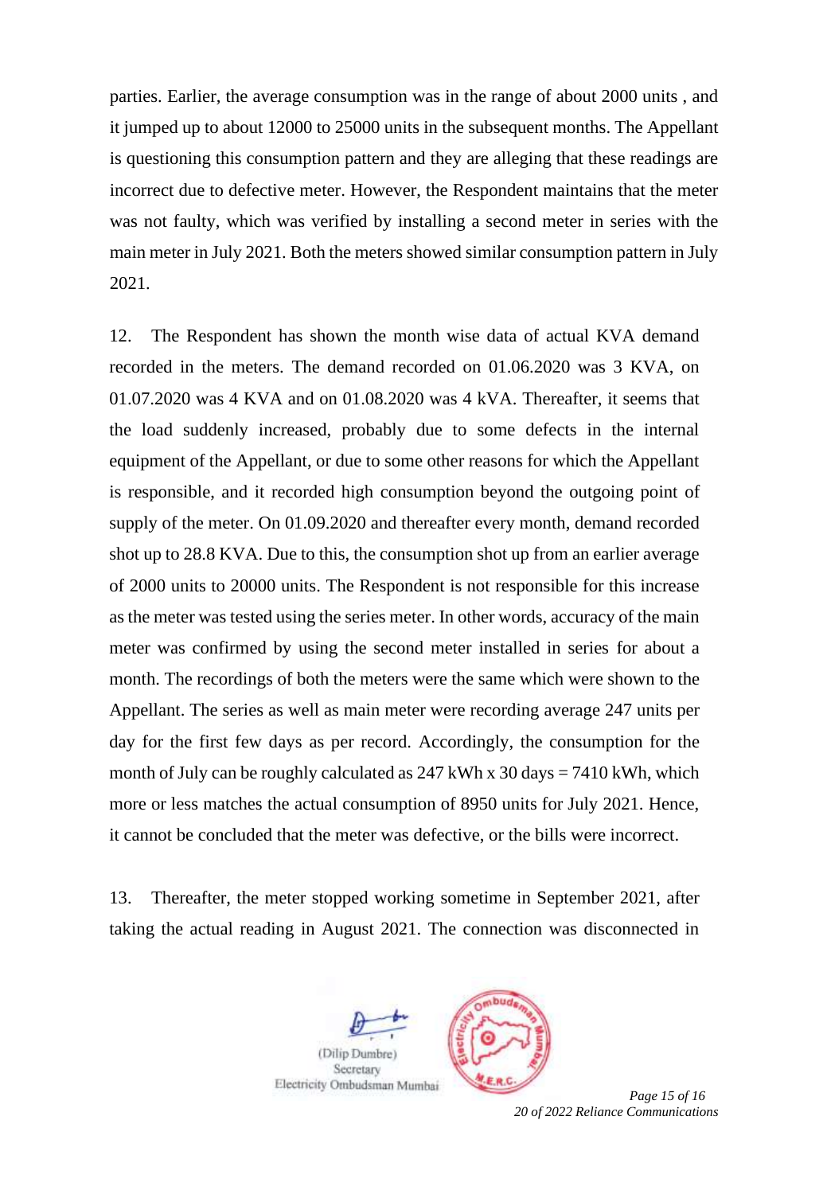parties. Earlier, the average consumption was in the range of about 2000 units , and it jumped up to about 12000 to 25000 units in the subsequent months. The Appellant is questioning this consumption pattern and they are alleging that these readings are incorrect due to defective meter. However, the Respondent maintains that the meter was not faulty, which was verified by installing a second meter in series with the main meter in July 2021. Both the meters showed similar consumption pattern in July 2021.

12. The Respondent has shown the month wise data of actual KVA demand recorded in the meters. The demand recorded on 01.06.2020 was 3 KVA, on 01.07.2020 was 4 KVA and on 01.08.2020 was 4 kVA. Thereafter, it seems that the load suddenly increased, probably due to some defects in the internal equipment of the Appellant, or due to some other reasons for which the Appellant is responsible, and it recorded high consumption beyond the outgoing point of supply of the meter. On 01.09.2020 and thereafter every month, demand recorded shot up to 28.8 KVA. Due to this, the consumption shot up from an earlier average of 2000 units to 20000 units. The Respondent is not responsible for this increase as the meter was tested using the series meter. In other words, accuracy of the main meter was confirmed by using the second meter installed in series for about a month. The recordings of both the meters were the same which were shown to the Appellant. The series as well as main meter were recording average 247 units per day for the first few days as per record. Accordingly, the consumption for the month of July can be roughly calculated as 247 kWh x 30 days = 7410 kWh, which more or less matches the actual consumption of 8950 units for July 2021. Hence, it cannot be concluded that the meter was defective, or the bills were incorrect.

13. Thereafter, the meter stopped working sometime in September 2021, after taking the actual reading in August 2021. The connection was disconnected in

(Dilip Dumbre)
Secretary
Electricity Ombudsman Mumbai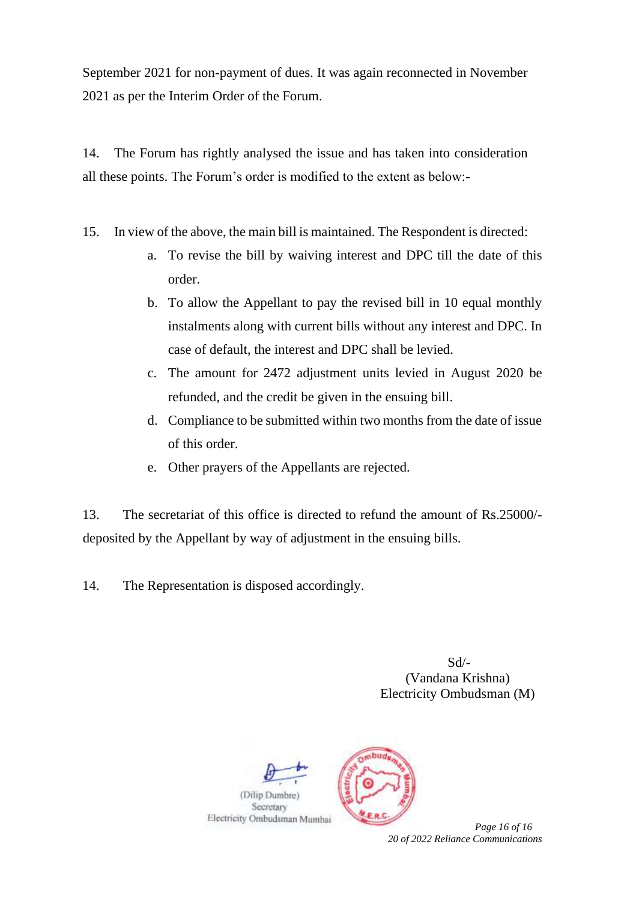September 2021 for non-payment of dues. It was again reconnected in November 2021 as per the Interim Order of the Forum.

14. The Forum has rightly analysed the issue and has taken into consideration all these points. The Forum's order is modified to the extent as below:-

15. In view of the above, the main bill is maintained. The Respondent is directed:

   a. To revise the bill by waiving interest and DPC till the date of this order.
   b. To allow the Appellant to pay the revised bill in 10 equal monthly instalments along with current bills without any interest and DPC. In case of default, the interest and DPC shall be levied.
   c. The amount for 2472 adjustment units levied in August 2020 be refunded, and the credit be given in the ensuing bill.
   d. Compliance to be submitted within two months from the date of issue of this order.
   e. Other prayers of the Appellants are rejected.

13. The secretariat of this office is directed to refund the amount of Rs.25000/- deposited by the Appellant by way of adjustment in the ensuing bills.

14. The Representation is disposed accordingly.

Sd/-
(Vandana Krishna)
Electricity Ombudsman (M)

(Dilip Dumbre)
Secretary
Electricity Ombudsman Mumbai

Electricity Ombudsman Mumbai M.E.R.C.